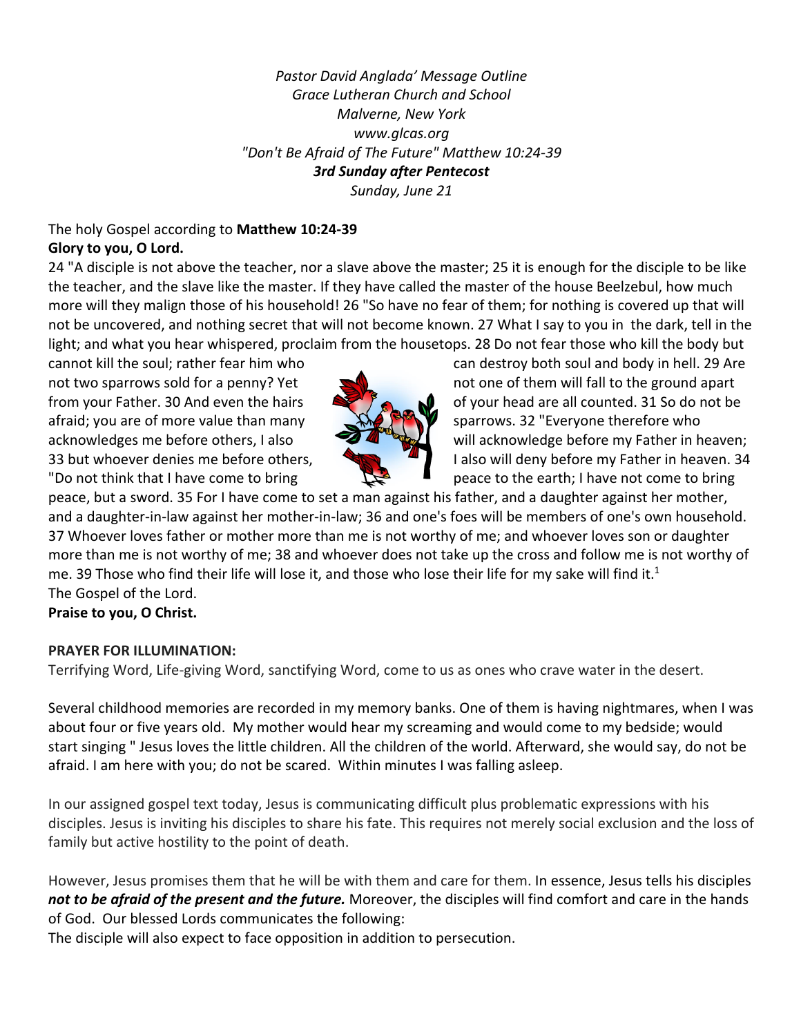*Pastor David Anglada' Message Outline*
*Grace Lutheran Church and School*
*Malverne, New York*
*www.glcas.org*
*"Don't Be Afraid of The Future" Matthew 10:24-39*
***3rd Sunday after Pentecost***
*Sunday, June 21*

The holy Gospel according to **Matthew 10:24-39**
**Glory to you, O Lord.**

24 "A disciple is not above the teacher, nor a slave above the master; 25 it is enough for the disciple to be like the teacher, and the slave like the master. If they have called the master of the house Beelzebul, how much more will they malign those of his household! 26 "So have no fear of them; for nothing is covered up that will not be uncovered, and nothing secret that will not become known. 27 What I say to you in the dark, tell in the light; and what you hear whispered, proclaim from the housetops. 28 Do not fear those who kill the body but cannot kill the soul; rather fear him who can destroy both soul and body in hell. 29 Are not two sparrows sold for a penny? Yet not one of them will fall to the ground apart from your Father. 30 And even the hairs of your head are all counted. 31 So do not be afraid; you are of more value than many sparrows. 32 "Everyone therefore who acknowledges me before others, I also will acknowledge before my Father in heaven; 33 but whoever denies me before others, I also will deny before my Father in heaven. 34 "Do not think that I have come to bring peace to the earth; I have not come to bring peace, but a sword. 35 For I have come to set a man against his father, and a daughter against her mother, and a daughter-in-law against her mother-in-law; 36 and one's foes will be members of one's own household. 37 Whoever loves father or mother more than me is not worthy of me; and whoever loves son or daughter more than me is not worthy of me; 38 and whoever does not take up the cross and follow me is not worthy of me. 39 Those who find their life will lose it, and those who lose their life for my sake will find it.[1]
The Gospel of the Lord.
**Praise to you, O Christ.**

**PRAYER FOR ILLUMINATION:**
Terrifying Word, Life-giving Word, sanctifying Word, come to us as ones who crave water in the desert.

Several childhood memories are recorded in my memory banks. One of them is having nightmares, when I was about four or five years old. My mother would hear my screaming and would come to my bedside; would start singing " Jesus loves the little children. All the children of the world. Afterward, she would say, do not be afraid. I am here with you; do not be scared. Within minutes I was falling asleep.

In our assigned gospel text today, Jesus is communicating difficult plus problematic expressions with his disciples. Jesus is inviting his disciples to share his fate. This requires not merely social exclusion and the loss of family but active hostility to the point of death.

However, Jesus promises them that he will be with them and care for them. In essence, Jesus tells his disciples ***not to be afraid of the present and the future.*** Moreover, the disciples will find comfort and care in the hands of God. Our blessed Lords communicates the following:
The disciple will also expect to face opposition in addition to persecution.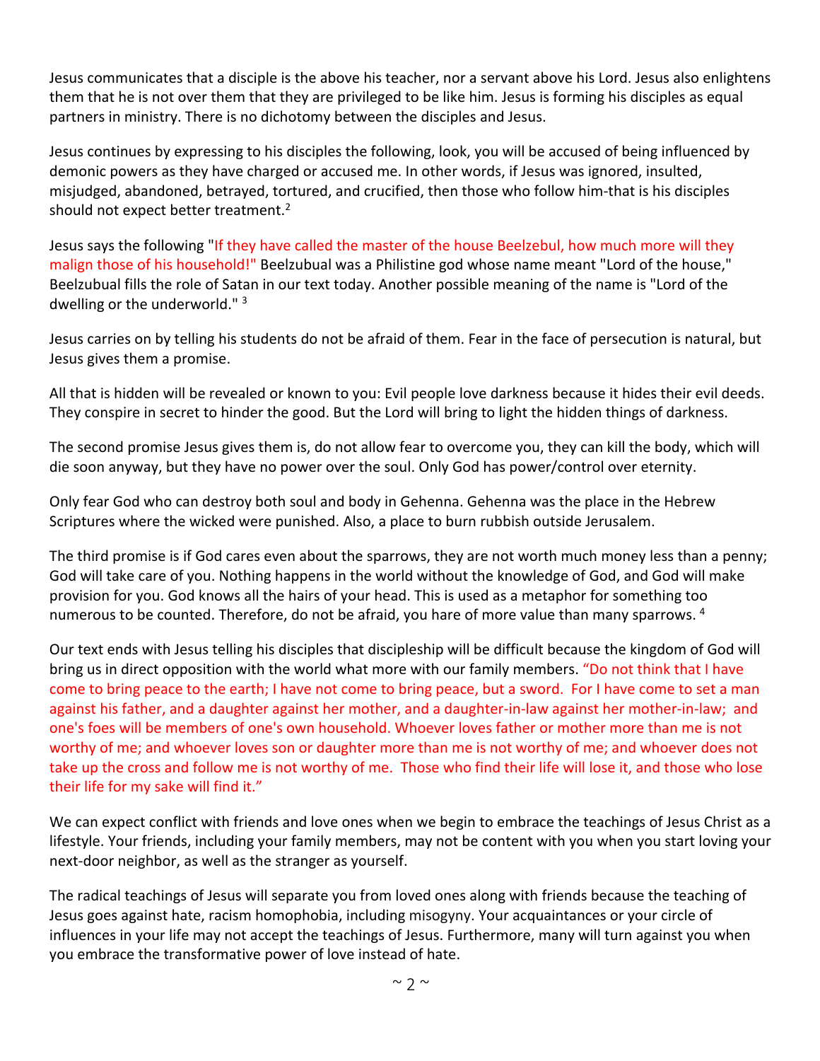Jesus communicates that a disciple is the above his teacher, nor a servant above his Lord. Jesus also enlightens them that he is not over them that they are privileged to be like him. Jesus is forming his disciples as equal partners in ministry. There is no dichotomy between the disciples and Jesus.

Jesus continues by expressing to his disciples the following, look, you will be accused of being influenced by demonic powers as they have charged or accused me. In other words, if Jesus was ignored, insulted, misjudged, abandoned, betrayed, tortured, and crucified, then those who follow him-that is his disciples should not expect better treatment.[2]

Jesus says the following "If they have called the master of the house Beelzebul, how much more will they malign those of his household!" Beelzubual was a Philistine god whose name meant "Lord of the house," Beelzubual fills the role of Satan in our text today. Another possible meaning of the name is "Lord of the dwelling or the underworld." [3]

Jesus carries on by telling his students do not be afraid of them. Fear in the face of persecution is natural, but Jesus gives them a promise.

All that is hidden will be revealed or known to you: Evil people love darkness because it hides their evil deeds. They conspire in secret to hinder the good. But the Lord will bring to light the hidden things of darkness.

The second promise Jesus gives them is, do not allow fear to overcome you, they can kill the body, which will die soon anyway, but they have no power over the soul. Only God has power/control over eternity.

Only fear God who can destroy both soul and body in Gehenna. Gehenna was the place in the Hebrew Scriptures where the wicked were punished. Also, a place to burn rubbish outside Jerusalem.

The third promise is if God cares even about the sparrows, they are not worth much money less than a penny; God will take care of you. Nothing happens in the world without the knowledge of God, and God will make provision for you. God knows all the hairs of your head. This is used as a metaphor for something too numerous to be counted. Therefore, do not be afraid, you hare of more value than many sparrows. [4]

Our text ends with Jesus telling his disciples that discipleship will be difficult because the kingdom of God will bring us in direct opposition with the world what more with our family members. "Do not think that I have come to bring peace to the earth; I have not come to bring peace, but a sword. For I have come to set a man against his father, and a daughter against her mother, and a daughter-in-law against her mother-in-law; and one's foes will be members of one's own household. Whoever loves father or mother more than me is not worthy of me; and whoever loves son or daughter more than me is not worthy of me; and whoever does not take up the cross and follow me is not worthy of me. Those who find their life will lose it, and those who lose their life for my sake will find it."

We can expect conflict with friends and love ones when we begin to embrace the teachings of Jesus Christ as a lifestyle. Your friends, including your family members, may not be content with you when you start loving your next-door neighbor, as well as the stranger as yourself.

The radical teachings of Jesus will separate you from loved ones along with friends because the teaching of Jesus goes against hate, racism homophobia, including misogyny. Your acquaintances or your circle of influences in your life may not accept the teachings of Jesus. Furthermore, many will turn against you when you embrace the transformative power of love instead of hate.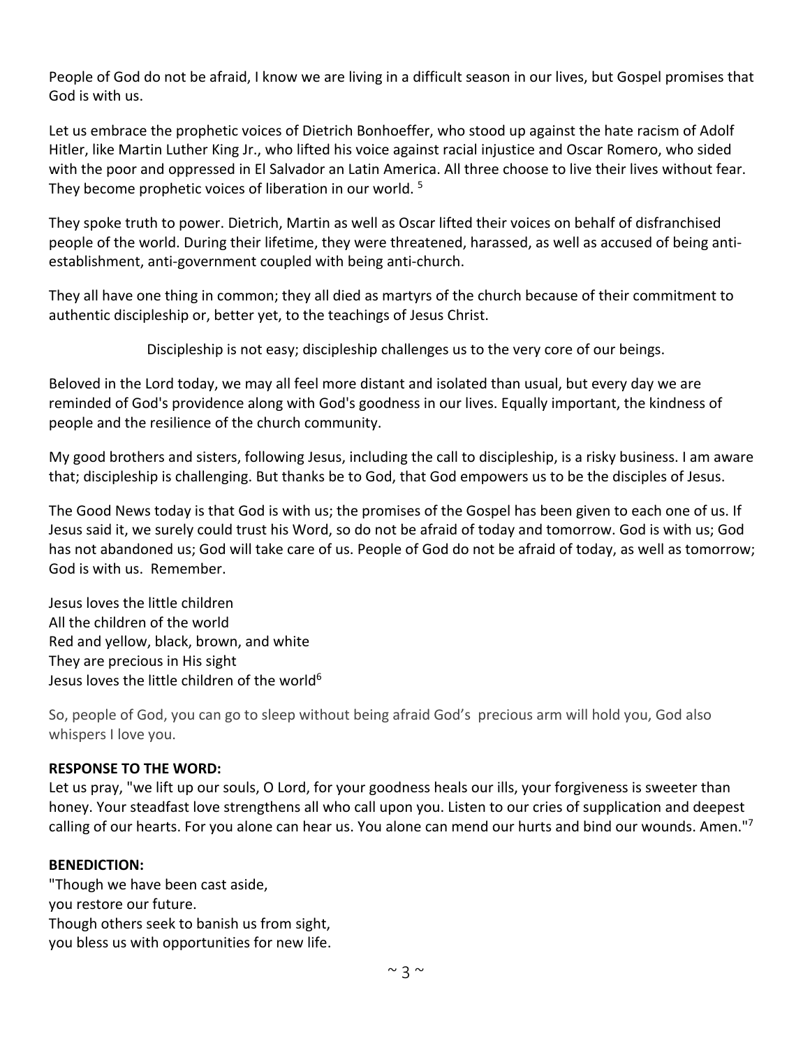People of God do not be afraid, I know we are living in a difficult season in our lives, but Gospel promises that God is with us.

Let us embrace the prophetic voices of Dietrich Bonhoeffer, who stood up against the hate racism of Adolf Hitler, like Martin Luther King Jr., who lifted his voice against racial injustice and Oscar Romero, who sided with the poor and oppressed in El Salvador an Latin America. All three choose to live their lives without fear. They become prophetic voices of liberation in our world. [5]

They spoke truth to power. Dietrich, Martin as well as Oscar lifted their voices on behalf of disfranchised people of the world. During their lifetime, they were threatened, harassed, as well as accused of being anti-establishment, anti-government coupled with being anti-church.

They all have one thing in common; they all died as martyrs of the church because of their commitment to authentic discipleship or, better yet, to the teachings of Jesus Christ.

Discipleship is not easy; discipleship challenges us to the very core of our beings.

Beloved in the Lord today, we may all feel more distant and isolated than usual, but every day we are reminded of God's providence along with God's goodness in our lives. Equally important, the kindness of people and the resilience of the church community.

My good brothers and sisters, following Jesus, including the call to discipleship, is a risky business. I am aware that; discipleship is challenging. But thanks be to God, that God empowers us to be the disciples of Jesus.

The Good News today is that God is with us; the promises of the Gospel has been given to each one of us. If Jesus said it, we surely could trust his Word, so do not be afraid of today and tomorrow. God is with us; God has not abandoned us; God will take care of us. People of God do not be afraid of today, as well as tomorrow; God is with us. Remember.

Jesus loves the little children
All the children of the world
Red and yellow, black, brown, and white
They are precious in His sight
Jesus loves the little children of the world[6]

So, people of God, you can go to sleep without being afraid God's precious arm will hold you, God also whispers I love you.

**RESPONSE TO THE WORD:**
Let us pray, "we lift up our souls, O Lord, for your goodness heals our ills, your forgiveness is sweeter than honey. Your steadfast love strengthens all who call upon you. Listen to our cries of supplication and deepest calling of our hearts. For you alone can hear us. You alone can mend our hurts and bind our wounds. Amen."[7]

**BENEDICTION:**
"Though we have been cast aside,
you restore our future.
Though others seek to banish us from sight,
you bless us with opportunities for new life.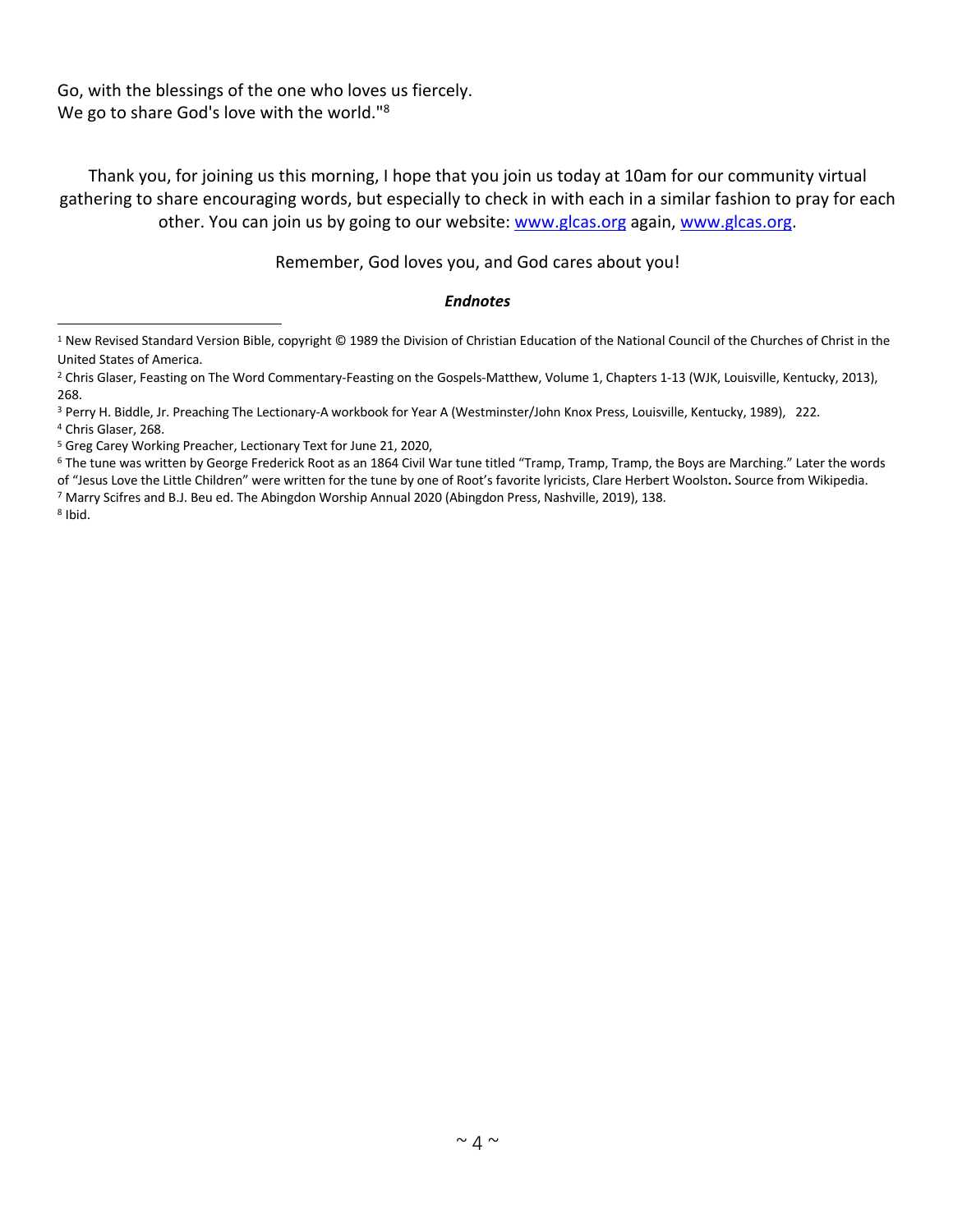Go, with the blessings of the one who loves us fiercely.
We go to share God's love with the world."[8]

Thank you, for joining us this morning, I hope that you join us today at 10am for our community virtual gathering to share encouraging words, but especially to check in with each in a similar fashion to pray for each other. You can join us by going to our website: www.glcas.org again, www.glcas.org.

Remember, God loves you, and God cares about you!

***Endnotes***

---

[1] New Revised Standard Version Bible, copyright © 1989 the Division of Christian Education of the National Council of the Churches of Christ in the United States of America.

[2] Chris Glaser, Feasting on The Word Commentary-Feasting on the Gospels-Matthew, Volume 1, Chapters 1-13 (WJK, Louisville, Kentucky, 2013), 268.

[3] Perry H. Biddle, Jr. Preaching The Lectionary-A workbook for Year A (Westminster/John Knox Press, Louisville, Kentucky, 1989), 222.

[4] Chris Glaser, 268.

[5] Greg Carey Working Preacher, Lectionary Text for June 21, 2020,

[6] The tune was written by George Frederick Root as an 1864 Civil War tune titled "Tramp, Tramp, Tramp, the Boys are Marching." Later the words of "Jesus Love the Little Children" were written for the tune by one of Root's favorite lyricists, Clare Herbert Woolston**.** Source from Wikipedia.

[7] Marry Scifres and B.J. Beu ed. The Abingdon Worship Annual 2020 (Abingdon Press, Nashville, 2019), 138.

[8] Ibid.